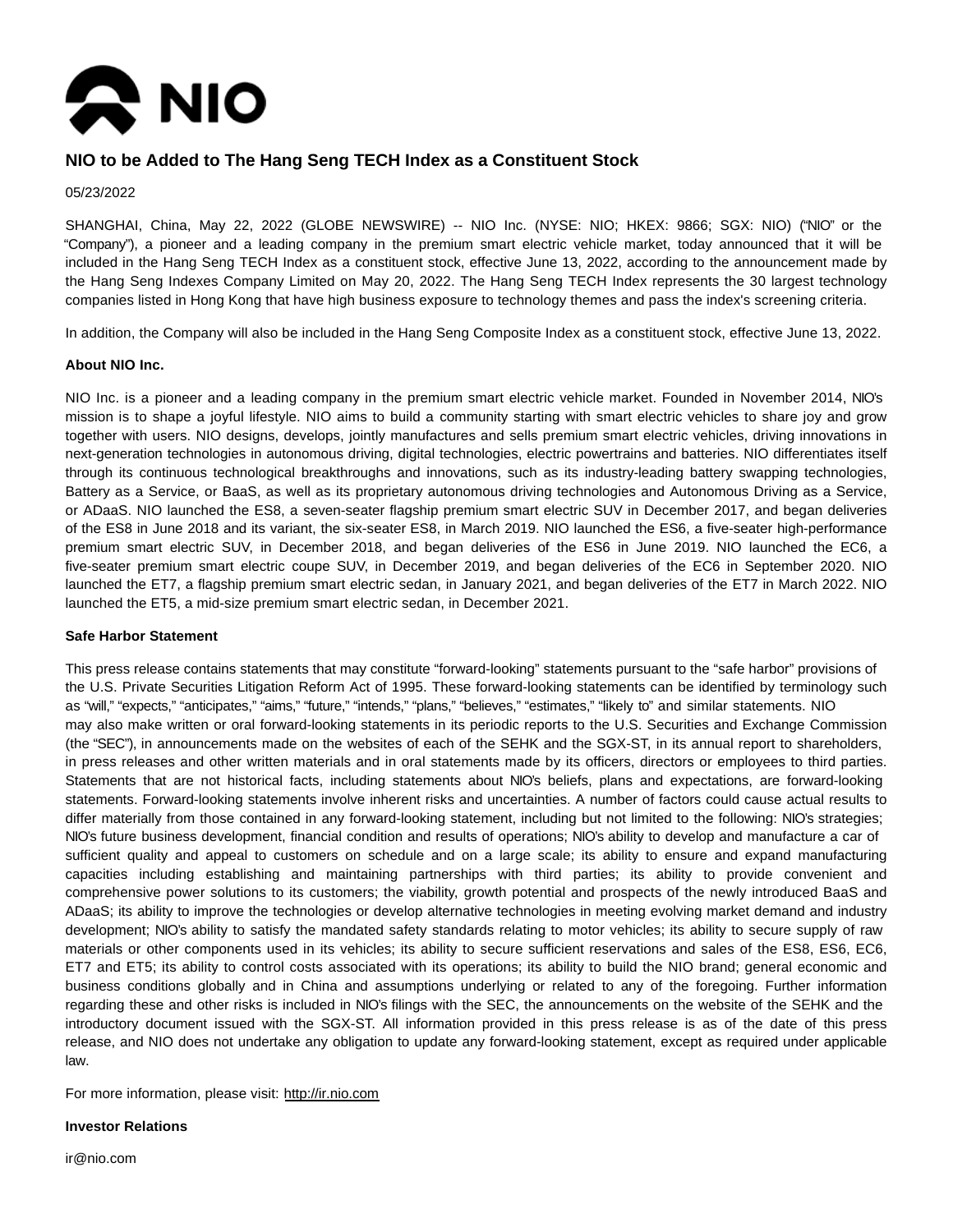NIO

# NIO to be Added to The Hang Seng TECH Index as a Constituent Stock

05/23/2022

SHANGHAI, China, May 22, 2022 (GLOBE NEWSWIRE) -- NIO Inc. (NYSE: NIO; HKEX: 9866; SGX: NIO) ("NIO" or the "Company"), a pioneer and a leading company in the premium smart electric vehicle market, today announced that it will be included in the Hang Seng TECH Index as a constituent stock, effective June 13, 2022, according to the announcement made by the Hang Seng Indexes Company Limited on May 20, 2022. The Hang Seng TECH Index represents the 30 largest technology companies listed in Hong Kong that have high business exposure to technology themes and pass the index's screening criteria.

In addition, the Company will also be included in the Hang Seng Composite Index as a constituent stock, effective June 13, 2022.

**About NIO Inc.**

NIO Inc. is a pioneer and a leading company in the premium smart electric vehicle market. Founded in November 2014, NIO's mission is to shape a joyful lifestyle. NIO aims to build a community starting with smart electric vehicles to share joy and grow together with users. NIO designs, develops, jointly manufactures and sells premium smart electric vehicles, driving innovations in next-generation technologies in autonomous driving, digital technologies, electric powertrains and batteries. NIO differentiates itself through its continuous technological breakthroughs and innovations, such as its industry-leading battery swapping technologies, Battery as a Service, or BaaS, as well as its proprietary autonomous driving technologies and Autonomous Driving as a Service, or ADaaS. NIO launched the ES8, a seven-seater flagship premium smart electric SUV in December 2017, and began deliveries of the ES8 in June 2018 and its variant, the six-seater ES8, in March 2019. NIO launched the ES6, a five-seater high-performance premium smart electric SUV, in December 2018, and began deliveries of the ES6 in June 2019. NIO launched the EC6, a five-seater premium smart electric coupe SUV, in December 2019, and began deliveries of the EC6 in September 2020. NIO launched the ET7, a flagship premium smart electric sedan, in January 2021, and began deliveries of the ET7 in March 2022. NIO launched the ET5, a mid-size premium smart electric sedan, in December 2021.

**Safe Harbor Statement**

This press release contains statements that may constitute "forward-looking" statements pursuant to the "safe harbor" provisions of the U.S. Private Securities Litigation Reform Act of 1995. These forward-looking statements can be identified by terminology such as "will," "expects," "anticipates," "aims," "future," "intends," "plans," "believes," "estimates," "likely to" and similar statements. NIO may also make written or oral forward-looking statements in its periodic reports to the U.S. Securities and Exchange Commission (the "SEC"), in announcements made on the websites of each of the SEHK and the SGX-ST, in its annual report to shareholders, in press releases and other written materials and in oral statements made by its officers, directors or employees to third parties. Statements that are not historical facts, including statements about NIO's beliefs, plans and expectations, are forward-looking statements. Forward-looking statements involve inherent risks and uncertainties. A number of factors could cause actual results to differ materially from those contained in any forward-looking statement, including but not limited to the following: NIO's strategies; NIO's future business development, financial condition and results of operations; NIO's ability to develop and manufacture a car of sufficient quality and appeal to customers on schedule and on a large scale; its ability to ensure and expand manufacturing capacities including establishing and maintaining partnerships with third parties; its ability to provide convenient and comprehensive power solutions to its customers; the viability, growth potential and prospects of the newly introduced BaaS and ADaaS; its ability to improve the technologies or develop alternative technologies in meeting evolving market demand and industry development; NIO's ability to satisfy the mandated safety standards relating to motor vehicles; its ability to secure supply of raw materials or other components used in its vehicles; its ability to secure sufficient reservations and sales of the ES8, ES6, EC6, ET7 and ET5; its ability to control costs associated with its operations; its ability to build the NIO brand; general economic and business conditions globally and in China and assumptions underlying or related to any of the foregoing. Further information regarding these and other risks is included in NIO's filings with the SEC, the announcements on the website of the SEHK and the introductory document issued with the SGX-ST. All information provided in this press release is as of the date of this press release, and NIO does not undertake any obligation to update any forward-looking statement, except as required under applicable law.

For more information, please visit: http://ir.nio.com

**Investor Relations**

ir@nio.com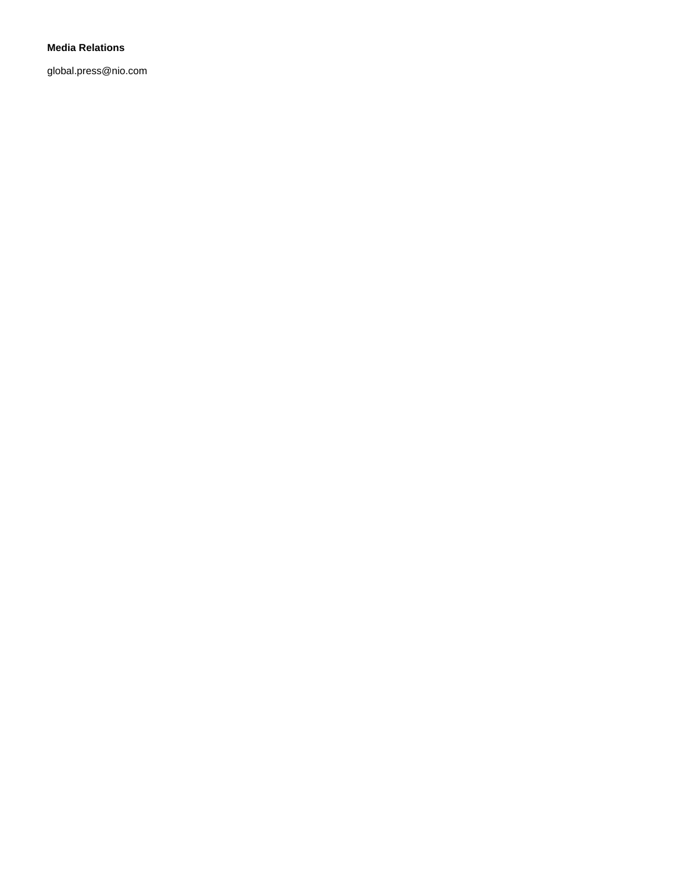**Media Relations**

global.press@nio.com